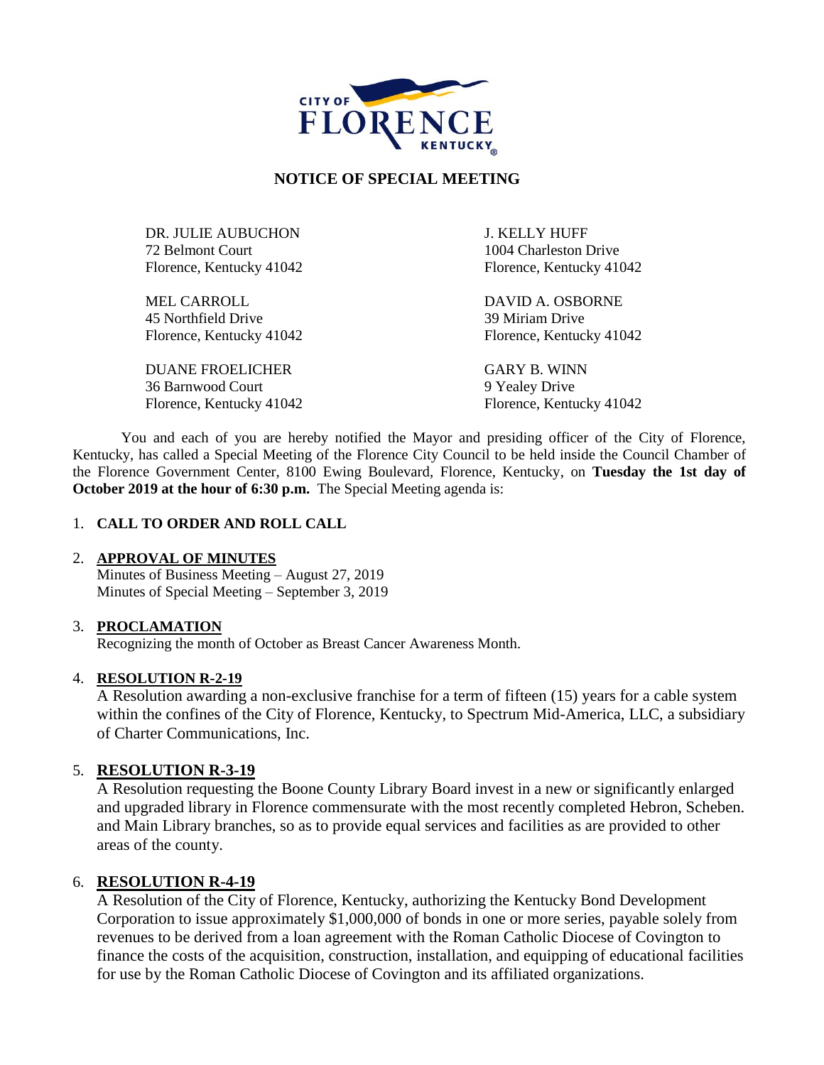CITY OF FLORENCE KENTUCKY

# NOTICE OF SPECIAL MEETING

DR. JULIE AUBUCHON
72 Belmont Court
Florence, Kentucky 41042

MEL CARROLL
45 Northfield Drive
Florence, Kentucky 41042

DUANE FROELICHER
36 Barnwood Court
Florence, Kentucky 41042

J. KELLY HUFF
1004 Charleston Drive
Florence, Kentucky 41042

DAVID A. OSBORNE
39 Miriam Drive
Florence, Kentucky 41042

GARY B. WINN
9 Yealey Drive
Florence, Kentucky 41042

You and each of you are hereby notified the Mayor and presiding officer of the City of Florence, Kentucky, has called a Special Meeting of the Florence City Council to be held inside the Council Chamber of the Florence Government Center, 8100 Ewing Boulevard, Florence, Kentucky, on **Tuesday the 1st day of October 2019 at the hour of 6:30 p.m.** The Special Meeting agenda is:

1. **CALL TO ORDER AND ROLL CALL**

2. **APPROVAL OF MINUTES**
   Minutes of Business Meeting – August 27, 2019
   Minutes of Special Meeting – September 3, 2019

3. **PROCLAMATION**
   Recognizing the month of October as Breast Cancer Awareness Month.

4. **RESOLUTION R-2-19**
   A Resolution awarding a non-exclusive franchise for a term of fifteen (15) years for a cable system within the confines of the City of Florence, Kentucky, to Spectrum Mid-America, LLC, a subsidiary of Charter Communications, Inc.

5. **RESOLUTION R-3-19**
   A Resolution requesting the Boone County Library Board invest in a new or significantly enlarged and upgraded library in Florence commensurate with the most recently completed Hebron, Scheben. and Main Library branches, so as to provide equal services and facilities as are provided to other areas of the county.

6. **RESOLUTION R-4-19**
   A Resolution of the City of Florence, Kentucky, authorizing the Kentucky Bond Development Corporation to issue approximately $1,000,000 of bonds in one or more series, payable solely from revenues to be derived from a loan agreement with the Roman Catholic Diocese of Covington to finance the costs of the acquisition, construction, installation, and equipping of educational facilities for use by the Roman Catholic Diocese of Covington and its affiliated organizations.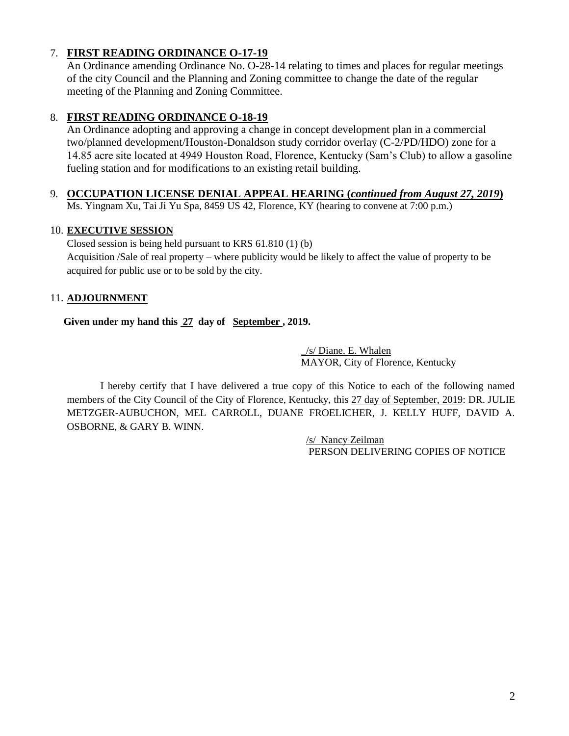7. **FIRST READING ORDINANCE O-17-19**
   An Ordinance amending Ordinance No. O-28-14 relating to times and places for regular meetings of the city Council and the Planning and Zoning committee to change the date of the regular meeting of the Planning and Zoning Committee.

8. **FIRST READING ORDINANCE O-18-19**
   An Ordinance adopting and approving a change in concept development plan in a commercial two/planned development/Houston-Donaldson study corridor overlay (C-2/PD/HDO) zone for a 14.85 acre site located at 4949 Houston Road, Florence, Kentucky (Sam's Club) to allow a gasoline fueling station and for modifications to an existing retail building.

9. **OCCUPATION LICENSE DENIAL APPEAL HEARING (*continued from August 27, 2019*)**
   Ms. Yingnam Xu, Tai Ji Yu Spa, 8459 US 42, Florence, KY (hearing to convene at 7:00 p.m.)

10. **EXECUTIVE SESSION**
    Closed session is being held pursuant to KRS 61.810 (1) (b)
    Acquisition /Sale of real property – where publicity would be likely to affect the value of property to be acquired for public use or to be sold by the city.

11. **ADJOURNMENT**

**Given under my hand this 27 day of September , 2019.**

/s/ Diane. E. Whalen
MAYOR, City of Florence, Kentucky

I hereby certify that I have delivered a true copy of this Notice to each of the following named members of the City Council of the City of Florence, Kentucky, this 27 day of September, 2019: DR. JULIE METZGER-AUBUCHON, MEL CARROLL, DUANE FROELICHER, J. KELLY HUFF, DAVID A. OSBORNE, & GARY B. WINN.

/s/ Nancy Zeilman
PERSON DELIVERING COPIES OF NOTICE